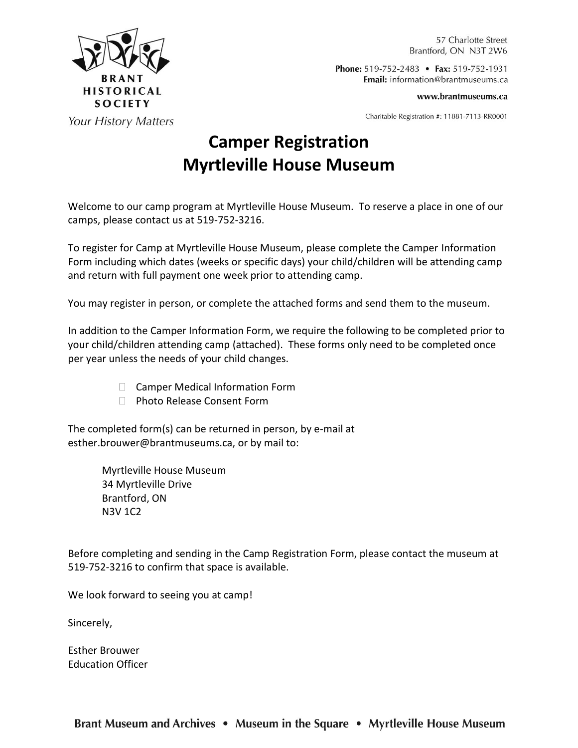BRANT HISTORICAL SOCIETY

*Your History Matters*

57 Charlotte Street
Brantford, ON N3T 2W6

**Phone:** 519-752-2483 • **Fax:** 519-752-1931
**Email:** information@brantmuseums.ca

**www.brantmuseums.ca**

Charitable Registration #: 11881-7113-RR0001

# Camper Registration
# Myrtleville House Museum

Welcome to our camp program at Myrtleville House Museum. To reserve a place in one of our camps, please contact us at 519-752-3216.

To register for Camp at Myrtleville House Museum, please complete the Camper Information Form including which dates (weeks or specific days) your child/children will be attending camp and return with full payment one week prior to attending camp.

You may register in person, or complete the attached forms and send them to the museum.

In addition to the Camper Information Form, we require the following to be completed prior to your child/children attending camp (attached). These forms only need to be completed once per year unless the needs of your child changes.

- ☐ Camper Medical Information Form
- ☐ Photo Release Consent Form

The completed form(s) can be returned in person, by e-mail at esther.brouwer@brantmuseums.ca, or by mail to:

Myrtleville House Museum
34 Myrtleville Drive
Brantford, ON
N3V 1C2

Before completing and sending in the Camp Registration Form, please contact the museum at 519-752-3216 to confirm that space is available.

We look forward to seeing you at camp!

Sincerely,

Esther Brouwer
Education Officer

**Brant Museum and Archives • Museum in the Square • Myrtleville House Museum**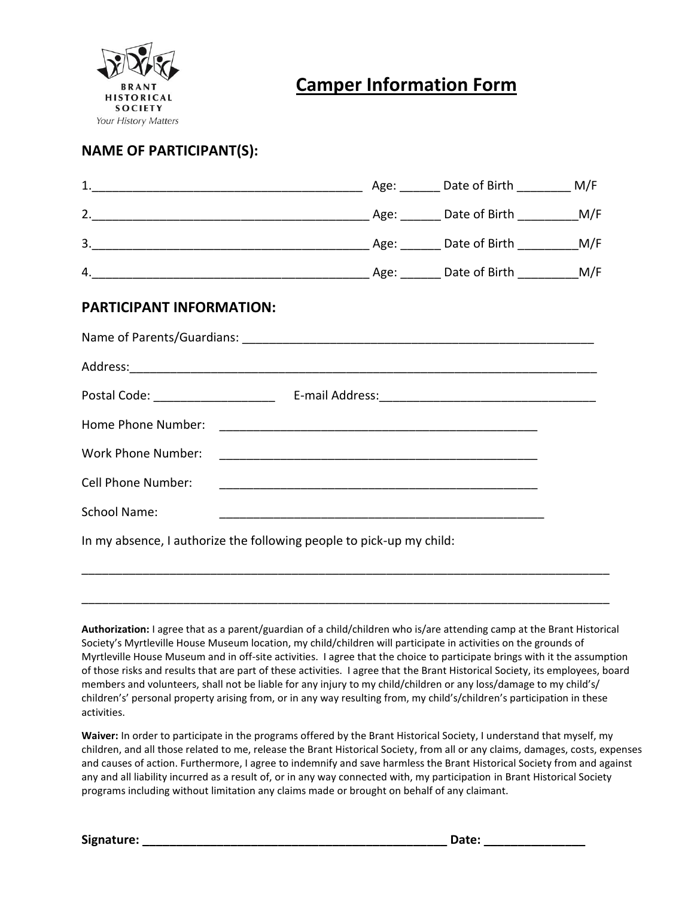BRANT HISTORICAL SOCIETY

*Your History Matters*

# Camper Information Form

## NAME OF PARTICIPANT(S):

1.______________________________________ Age: ______ Date of Birth ________ M/F

2.________________________________________ Age: ______ Date of Birth _________M/F

3.________________________________________ Age: ______ Date of Birth _________M/F

4.________________________________________ Age: ______ Date of Birth _________M/F

## PARTICIPANT INFORMATION:

Name of Parents/Guardians: _____________________________________________________

Address:_________________________________________________________________

Postal Code: __________________ E-mail Address:________________________________

Home Phone Number: ________________________________________________

Work Phone Number: ________________________________________________

Cell Phone Number: ________________________________________________

School Name: _________________________________________________

In my absence, I authorize the following people to pick-up my child:

_________________________________________________________________________________

_________________________________________________________________________________

**Authorization:** I agree that as a parent/guardian of a child/children who is/are attending camp at the Brant Historical Society's Myrtleville House Museum location, my child/children will participate in activities on the grounds of Myrtleville House Museum and in off-site activities. I agree that the choice to participate brings with it the assumption of those risks and results that are part of these activities. I agree that the Brant Historical Society, its employees, board members and volunteers, shall not be liable for any injury to my child/children or any loss/damage to my child's/ children's' personal property arising from, or in any way resulting from, my child's/children's participation in these activities.

**Waiver:** In order to participate in the programs offered by the Brant Historical Society, I understand that myself, my children, and all those related to me, release the Brant Historical Society, from all or any claims, damages, costs, expenses and causes of action. Furthermore, I agree to indemnify and save harmless the Brant Historical Society from and against any and all liability incurred as a result of, or in any way connected with, my participation in Brant Historical Society programs including without limitation any claims made or brought on behalf of any claimant.

**Signature: _______________________________________________ Date: _______________**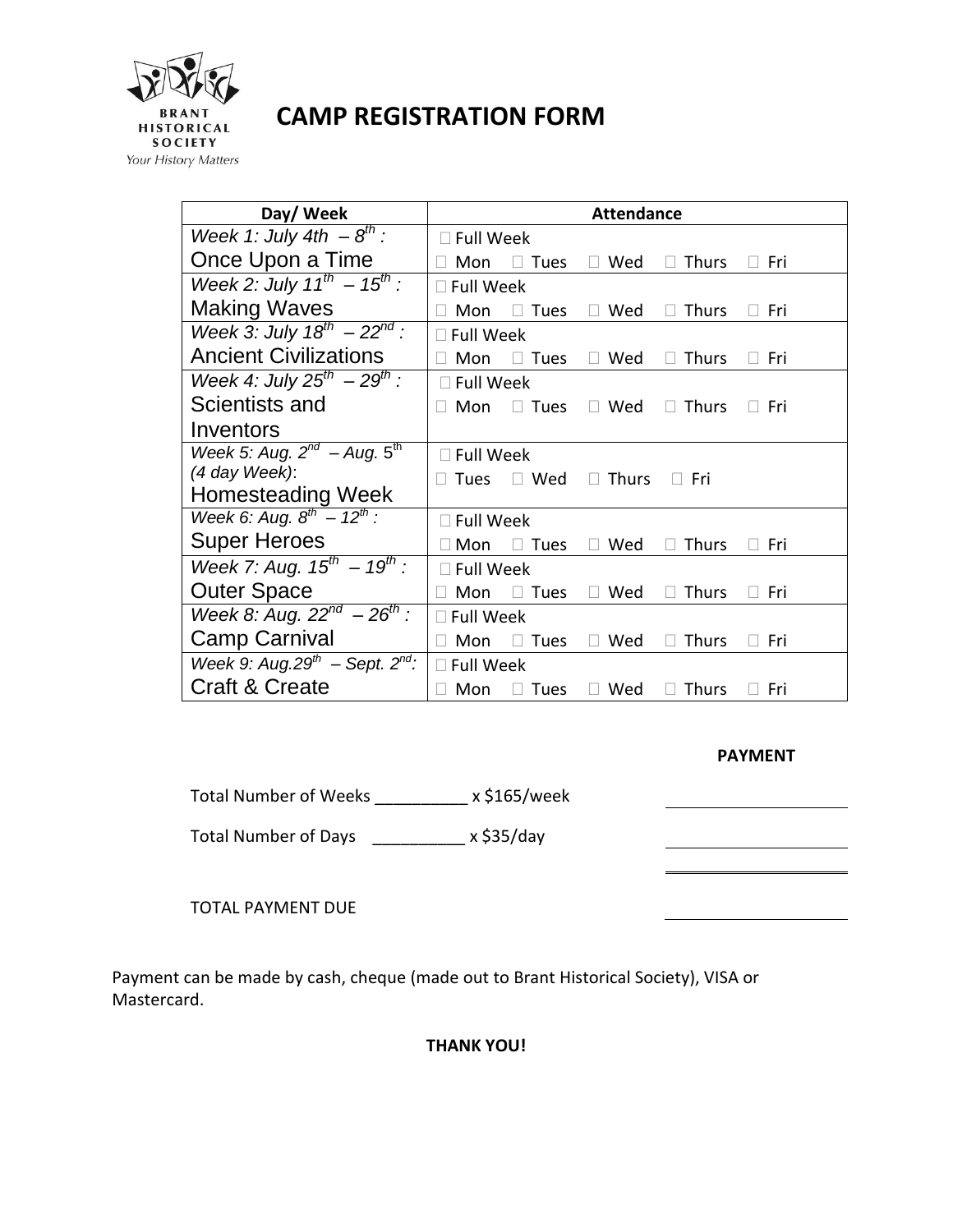BRANT HISTORICAL SOCIETY
Your History Matters

# CAMP REGISTRATION FORM

| Day/ Week | Attendance |
|---|---|
| *Week 1: July 4th – 8th :* Once Upon a Time | □ Full Week<br>□ Mon □ Tues □ Wed □ Thurs □ Fri |
| *Week 2: July 11th – 15th :* Making Waves | □ Full Week<br>□ Mon □ Tues □ Wed □ Thurs □ Fri |
| *Week 3: July 18th – 22nd :* Ancient Civilizations | □ Full Week<br>□ Mon □ Tues □ Wed □ Thurs □ Fri |
| *Week 4: July 25th – 29th :* Scientists and Inventors | □ Full Week<br>□ Mon □ Tues □ Wed □ Thurs □ Fri |
| *Week 5: Aug. 2nd – Aug. 5th (4 day Week)*: Homesteading Week | □ Full Week<br>□ Tues □ Wed □ Thurs □ Fri |
| *Week 6: Aug. 8th – 12th :* Super Heroes | □ Full Week<br>□ Mon □ Tues □ Wed □ Thurs □ Fri |
| *Week 7: Aug. 15th – 19th :* Outer Space | □ Full Week<br>□ Mon □ Tues □ Wed □ Thurs □ Fri |
| *Week 8: Aug. 22nd – 26th :* Camp Carnival | □ Full Week<br>□ Mon □ Tues □ Wed □ Thurs □ Fri |
| *Week 9: Aug.29th – Sept. 2nd:* Craft & Create | □ Full Week<br>□ Mon □ Tues □ Wed □ Thurs □ Fri |

**PAYMENT**

Total Number of Weeks __________ x $165/week ____________________

Total Number of Days __________ x $35/day ____________________

TOTAL PAYMENT DUE ____________________

Payment can be made by cash, cheque (made out to Brant Historical Society), VISA or Mastercard.

**THANK YOU!**